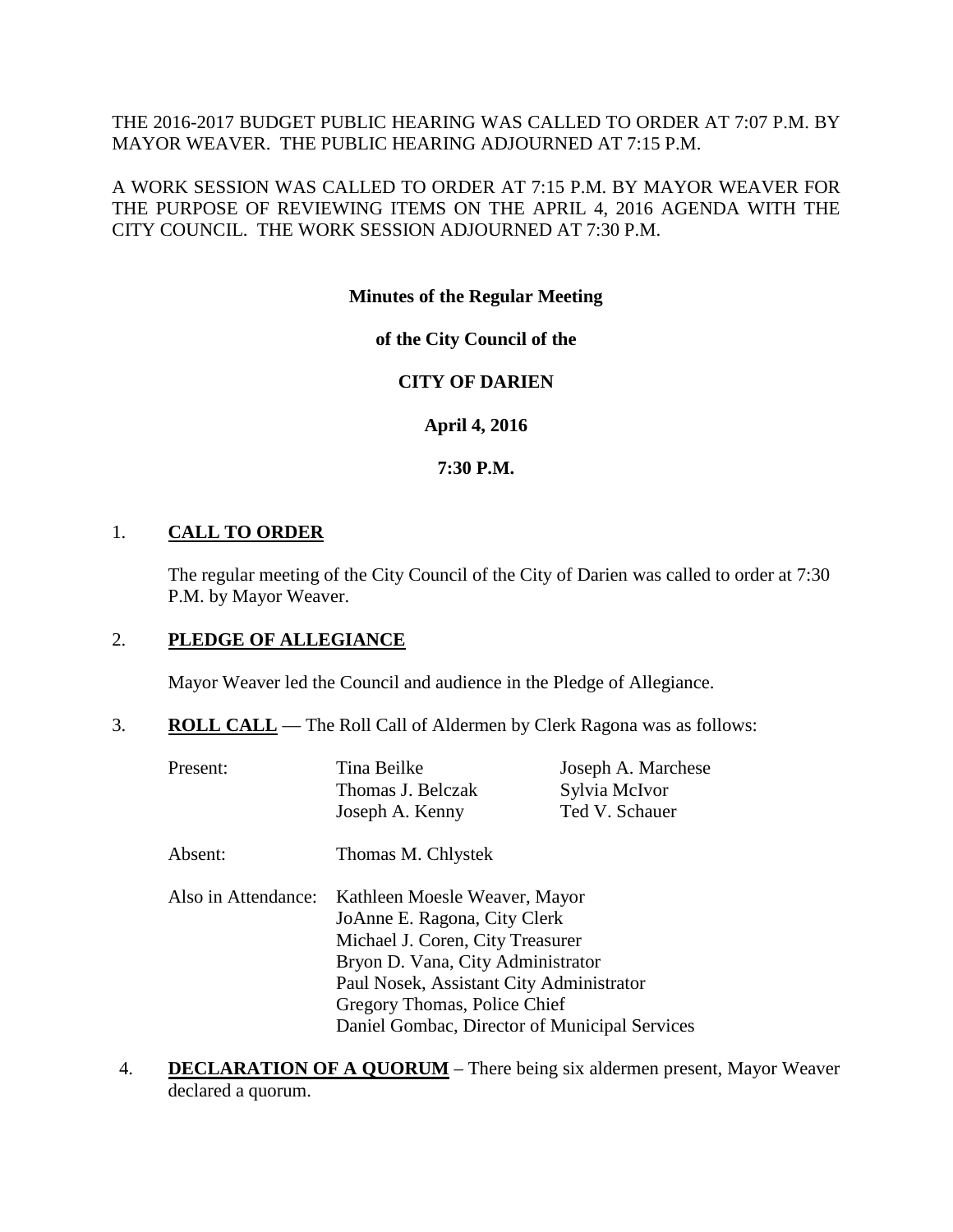THE 2016-2017 BUDGET PUBLIC HEARING WAS CALLED TO ORDER AT 7:07 P.M. BY MAYOR WEAVER. THE PUBLIC HEARING ADJOURNED AT 7:15 P.M.

A WORK SESSION WAS CALLED TO ORDER AT 7:15 P.M. BY MAYOR WEAVER FOR THE PURPOSE OF REVIEWING ITEMS ON THE APRIL 4, 2016 AGENDA WITH THE CITY COUNCIL. THE WORK SESSION ADJOURNED AT 7:30 P.M.

**Minutes of the Regular Meeting**

**of the City Council of the**

**CITY OF DARIEN**

**April 4, 2016**

**7:30 P.M.**

1. **CALL TO ORDER**

   The regular meeting of the City Council of the City of Darien was called to order at 7:30 P.M. by Mayor Weaver.

2. **PLEDGE OF ALLEGIANCE**

   Mayor Weaver led the Council and audience in the Pledge of Allegiance.

3. **ROLL CALL** — The Roll Call of Aldermen by Clerk Ragona was as follows:

| | | |
|---|---|---|
| Present: | Tina Beilke | Joseph A. Marchese |
| | Thomas J. Belczak | Sylvia McIvor |
| | Joseph A. Kenny | Ted V. Schauer |
| Absent: | Thomas M. Chlystek | |
| Also in Attendance: | Kathleen Moesle Weaver, Mayor | |
| | JoAnne E. Ragona, City Clerk | |
| | Michael J. Coren, City Treasurer | |
| | Bryon D. Vana, City Administrator | |
| | Paul Nosek, Assistant City Administrator | |
| | Gregory Thomas, Police Chief | |
| | Daniel Gombac, Director of Municipal Services | |

4. **DECLARATION OF A QUORUM** – There being six aldermen present, Mayor Weaver declared a quorum.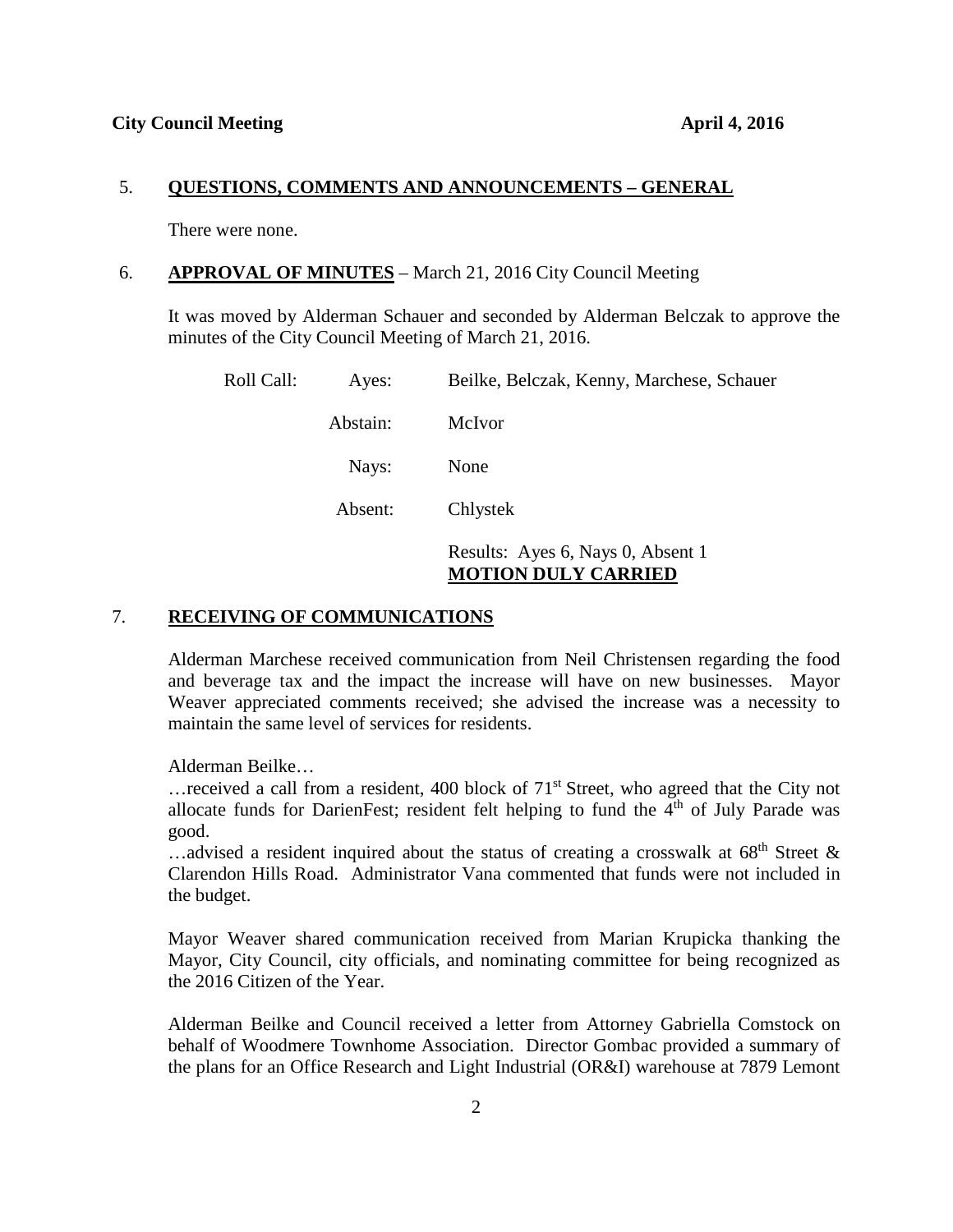### 5. QUESTIONS, COMMENTS AND ANNOUNCEMENTS – GENERAL

There were none.

### 6. APPROVAL OF MINUTES – March 21, 2016 City Council Meeting

It was moved by Alderman Schauer and seconded by Alderman Belczak to approve the minutes of the City Council Meeting of March 21, 2016.

| Roll Call: | Ayes: | Beilke, Belczak, Kenny, Marchese, Schauer |
|---|---|---|
| | Abstain: | McIvor |
| | Nays: | None |
| | Absent: | Chlystek |
| | | Results: Ayes 6, Nays 0, Absent 1 **MOTION DULY CARRIED** |

### 7. RECEIVING OF COMMUNICATIONS

Alderman Marchese received communication from Neil Christensen regarding the food and beverage tax and the impact the increase will have on new businesses. Mayor Weaver appreciated comments received; she advised the increase was a necessity to maintain the same level of services for residents.

Alderman Beilke…

…received a call from a resident, 400 block of 71st Street, who agreed that the City not allocate funds for DarienFest; resident felt helping to fund the 4th of July Parade was good.

…advised a resident inquired about the status of creating a crosswalk at 68th Street & Clarendon Hills Road. Administrator Vana commented that funds were not included in the budget.

Mayor Weaver shared communication received from Marian Krupicka thanking the Mayor, City Council, city officials, and nominating committee for being recognized as the 2016 Citizen of the Year.

Alderman Beilke and Council received a letter from Attorney Gabriella Comstock on behalf of Woodmere Townhome Association. Director Gombac provided a summary of the plans for an Office Research and Light Industrial (OR&I) warehouse at 7879 Lemont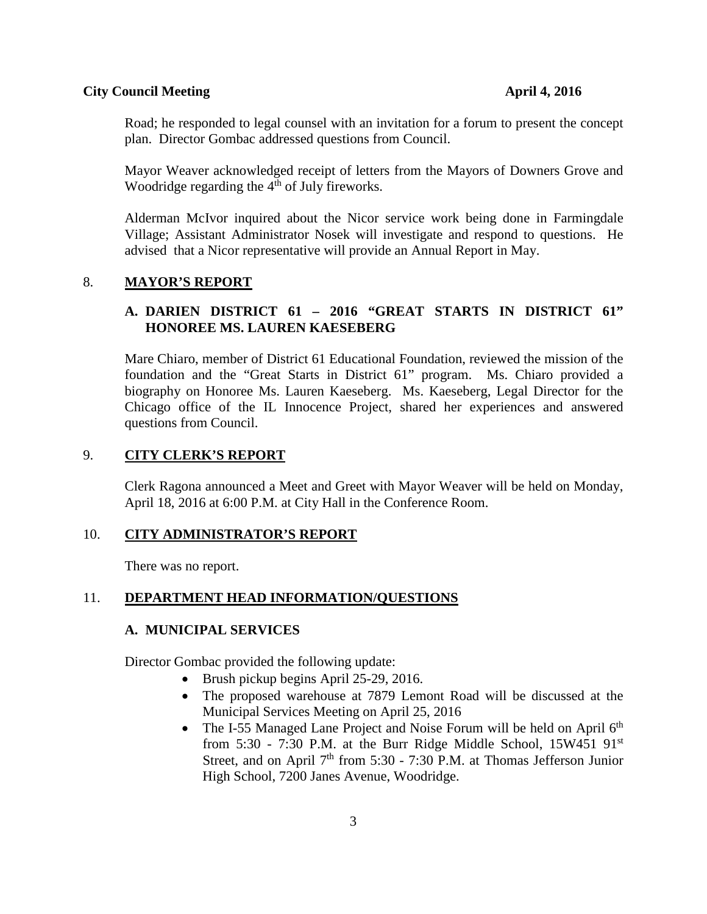Road; he responded to legal counsel with an invitation for a forum to present the concept plan. Director Gombac addressed questions from Council.

Mayor Weaver acknowledged receipt of letters from the Mayors of Downers Grove and Woodridge regarding the 4th of July fireworks.

Alderman McIvor inquired about the Nicor service work being done in Farmingdale Village; Assistant Administrator Nosek will investigate and respond to questions. He advised that a Nicor representative will provide an Annual Report in May.

## 8. MAYOR'S REPORT

### A. DARIEN DISTRICT 61 – 2016 "GREAT STARTS IN DISTRICT 61" HONOREE MS. LAUREN KAESEBERG

Mare Chiaro, member of District 61 Educational Foundation, reviewed the mission of the foundation and the "Great Starts in District 61" program. Ms. Chiaro provided a biography on Honoree Ms. Lauren Kaeseberg. Ms. Kaeseberg, Legal Director for the Chicago office of the IL Innocence Project, shared her experiences and answered questions from Council.

## 9. CITY CLERK'S REPORT

Clerk Ragona announced a Meet and Greet with Mayor Weaver will be held on Monday, April 18, 2016 at 6:00 P.M. at City Hall in the Conference Room.

## 10. CITY ADMINISTRATOR'S REPORT

There was no report.

## 11. DEPARTMENT HEAD INFORMATION/QUESTIONS

### A. MUNICIPAL SERVICES

Director Gombac provided the following update:

- Brush pickup begins April 25-29, 2016.
- The proposed warehouse at 7879 Lemont Road will be discussed at the Municipal Services Meeting on April 25, 2016
- The I-55 Managed Lane Project and Noise Forum will be held on April 6th from 5:30 - 7:30 P.M. at the Burr Ridge Middle School, 15W451 91st Street, and on April 7th from 5:30 - 7:30 P.M. at Thomas Jefferson Junior High School, 7200 Janes Avenue, Woodridge.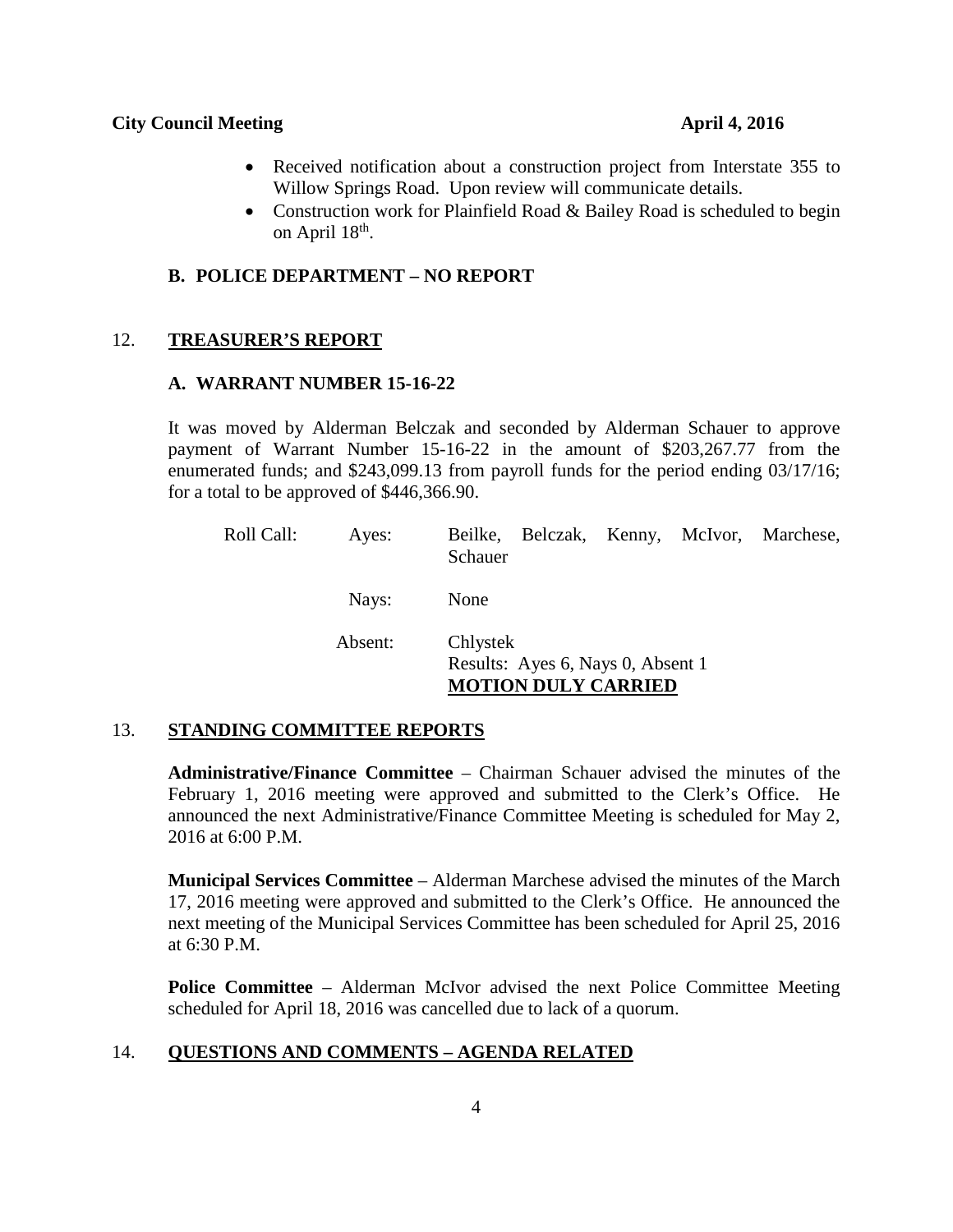- Received notification about a construction project from Interstate 355 to Willow Springs Road. Upon review will communicate details.
- Construction work for Plainfield Road & Bailey Road is scheduled to begin on April 18th.

### B. POLICE DEPARTMENT – NO REPORT

## 12. TREASURER'S REPORT

### A. WARRANT NUMBER 15-16-22

It was moved by Alderman Belczak and seconded by Alderman Schauer to approve payment of Warrant Number 15-16-22 in the amount of $203,267.77 from the enumerated funds; and $243,099.13 from payroll funds for the period ending 03/17/16; for a total to be approved of $446,366.90.

Roll Call: Ayes: Beilke, Belczak, Kenny, McIvor, Marchese, Schauer

Nays: None

Absent: Chlystek

Results: Ayes 6, Nays 0, Absent 1

**MOTION DULY CARRIED**

## 13. STANDING COMMITTEE REPORTS

**Administrative/Finance Committee** – Chairman Schauer advised the minutes of the February 1, 2016 meeting were approved and submitted to the Clerk's Office. He announced the next Administrative/Finance Committee Meeting is scheduled for May 2, 2016 at 6:00 P.M.

**Municipal Services Committee** – Alderman Marchese advised the minutes of the March 17, 2016 meeting were approved and submitted to the Clerk's Office. He announced the next meeting of the Municipal Services Committee has been scheduled for April 25, 2016 at 6:30 P.M.

**Police Committee** – Alderman McIvor advised the next Police Committee Meeting scheduled for April 18, 2016 was cancelled due to lack of a quorum.

## 14. QUESTIONS AND COMMENTS – AGENDA RELATED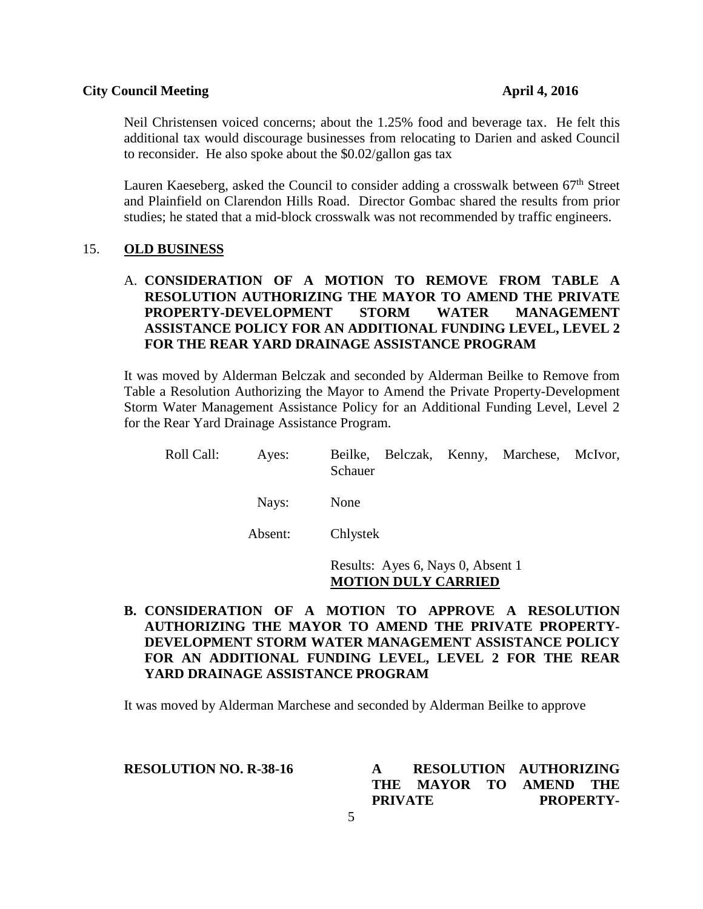Neil Christensen voiced concerns; about the 1.25% food and beverage tax. He felt this additional tax would discourage businesses from relocating to Darien and asked Council to reconsider. He also spoke about the $0.02/gallon gas tax

Lauren Kaeseberg, asked the Council to consider adding a crosswalk between 67th Street and Plainfield on Clarendon Hills Road. Director Gombac shared the results from prior studies; he stated that a mid-block crosswalk was not recommended by traffic engineers.

15. **OLD BUSINESS**

A. **CONSIDERATION OF A MOTION TO REMOVE FROM TABLE A RESOLUTION AUTHORIZING THE MAYOR TO AMEND THE PRIVATE PROPERTY-DEVELOPMENT STORM WATER MANAGEMENT ASSISTANCE POLICY FOR AN ADDITIONAL FUNDING LEVEL, LEVEL 2 FOR THE REAR YARD DRAINAGE ASSISTANCE PROGRAM**

It was moved by Alderman Belczak and seconded by Alderman Beilke to Remove from Table a Resolution Authorizing the Mayor to Amend the Private Property-Development Storm Water Management Assistance Policy for an Additional Funding Level, Level 2 for the Rear Yard Drainage Assistance Program.

Roll Call: Ayes: Beilke, Belczak, Kenny, Marchese, McIvor, Schauer

Nays: None

Absent: Chlystek

Results: Ayes 6, Nays 0, Absent 1
**MOTION DULY CARRIED**

**B. CONSIDERATION OF A MOTION TO APPROVE A RESOLUTION AUTHORIZING THE MAYOR TO AMEND THE PRIVATE PROPERTY-DEVELOPMENT STORM WATER MANAGEMENT ASSISTANCE POLICY FOR AN ADDITIONAL FUNDING LEVEL, LEVEL 2 FOR THE REAR YARD DRAINAGE ASSISTANCE PROGRAM**

It was moved by Alderman Marchese and seconded by Alderman Beilke to approve

**RESOLUTION NO. R-38-16** **A RESOLUTION AUTHORIZING THE MAYOR TO AMEND THE PRIVATE PROPERTY-**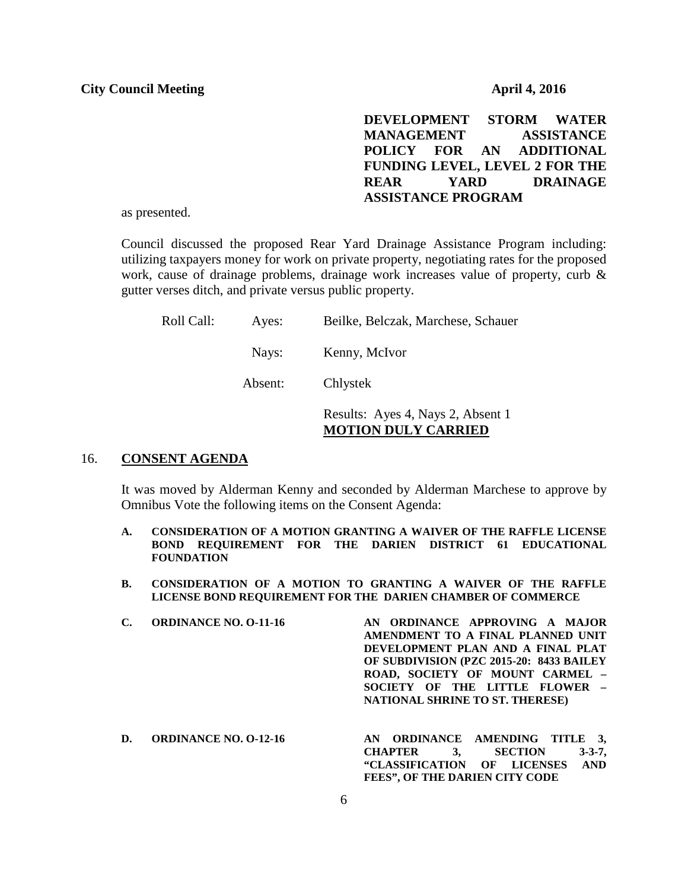**DEVELOPMENT STORM WATER MANAGEMENT ASSISTANCE POLICY FOR AN ADDITIONAL FUNDING LEVEL, LEVEL 2 FOR THE REAR YARD DRAINAGE ASSISTANCE PROGRAM**

as presented.

Council discussed the proposed Rear Yard Drainage Assistance Program including: utilizing taxpayers money for work on private property, negotiating rates for the proposed work, cause of drainage problems, drainage work increases value of property, curb & gutter verses ditch, and private versus public property.

Roll Call: Ayes: Beilke, Belczak, Marchese, Schauer

Nays: Kenny, McIvor

Absent: Chlystek

Results: Ayes 4, Nays 2, Absent 1
**MOTION DULY CARRIED**

## 16. CONSENT AGENDA

It was moved by Alderman Kenny and seconded by Alderman Marchese to approve by Omnibus Vote the following items on the Consent Agenda:

**A. CONSIDERATION OF A MOTION GRANTING A WAIVER OF THE RAFFLE LICENSE BOND REQUIREMENT FOR THE DARIEN DISTRICT 61 EDUCATIONAL FOUNDATION**

**B. CONSIDERATION OF A MOTION TO GRANTING A WAIVER OF THE RAFFLE LICENSE BOND REQUIREMENT FOR THE DARIEN CHAMBER OF COMMERCE**

**C. ORDINANCE NO. O-11-16** **AN ORDINANCE APPROVING A MAJOR AMENDMENT TO A FINAL PLANNED UNIT DEVELOPMENT PLAN AND A FINAL PLAT OF SUBDIVISION (PZC 2015-20: 8433 BAILEY ROAD, SOCIETY OF MOUNT CARMEL – SOCIETY OF THE LITTLE FLOWER – NATIONAL SHRINE TO ST. THERESE)**

**D. ORDINANCE NO. O-12-16** **AN ORDINANCE AMENDING TITLE 3, CHAPTER 3, SECTION 3-3-7, "CLASSIFICATION OF LICENSES AND FEES", OF THE DARIEN CITY CODE**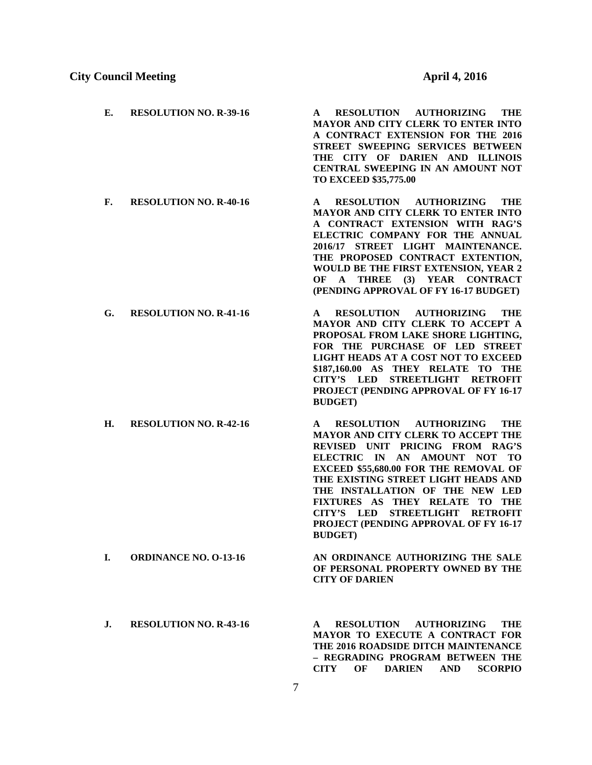**E. RESOLUTION NO. R-39-16**

**A RESOLUTION AUTHORIZING THE MAYOR AND CITY CLERK TO ENTER INTO A CONTRACT EXTENSION FOR THE 2016 STREET SWEEPING SERVICES BETWEEN THE CITY OF DARIEN AND ILLINOIS CENTRAL SWEEPING IN AN AMOUNT NOT TO EXCEED $35,775.00**

**F. RESOLUTION NO. R-40-16**

**A RESOLUTION AUTHORIZING THE MAYOR AND CITY CLERK TO ENTER INTO A CONTRACT EXTENSION WITH RAG'S ELECTRIC COMPANY FOR THE ANNUAL 2016/17 STREET LIGHT MAINTENANCE. THE PROPOSED CONTRACT EXTENTION, WOULD BE THE FIRST EXTENSION, YEAR 2 OF A THREE (3) YEAR CONTRACT (PENDING APPROVAL OF FY 16-17 BUDGET)**

**G. RESOLUTION NO. R-41-16**

**A RESOLUTION AUTHORIZING THE MAYOR AND CITY CLERK TO ACCEPT A PROPOSAL FROM LAKE SHORE LIGHTING, FOR THE PURCHASE OF LED STREET LIGHT HEADS AT A COST NOT TO EXCEED $187,160.00 AS THEY RELATE TO THE CITY'S LED STREETLIGHT RETROFIT PROJECT (PENDING APPROVAL OF FY 16-17 BUDGET)**

**H. RESOLUTION NO. R-42-16**

**A RESOLUTION AUTHORIZING THE MAYOR AND CITY CLERK TO ACCEPT THE REVISED UNIT PRICING FROM RAG'S ELECTRIC IN AN AMOUNT NOT TO EXCEED $55,680.00 FOR THE REMOVAL OF THE EXISTING STREET LIGHT HEADS AND THE INSTALLATION OF THE NEW LED FIXTURES AS THEY RELATE TO THE CITY'S LED STREETLIGHT RETROFIT PROJECT (PENDING APPROVAL OF FY 16-17 BUDGET)**

**I. ORDINANCE NO. O-13-16**

**AN ORDINANCE AUTHORIZING THE SALE OF PERSONAL PROPERTY OWNED BY THE CITY OF DARIEN**

**J. RESOLUTION NO. R-43-16**

**A RESOLUTION AUTHORIZING THE MAYOR TO EXECUTE A CONTRACT FOR THE 2016 ROADSIDE DITCH MAINTENANCE – REGRADING PROGRAM BETWEEN THE CITY OF DARIEN AND SCORPIO**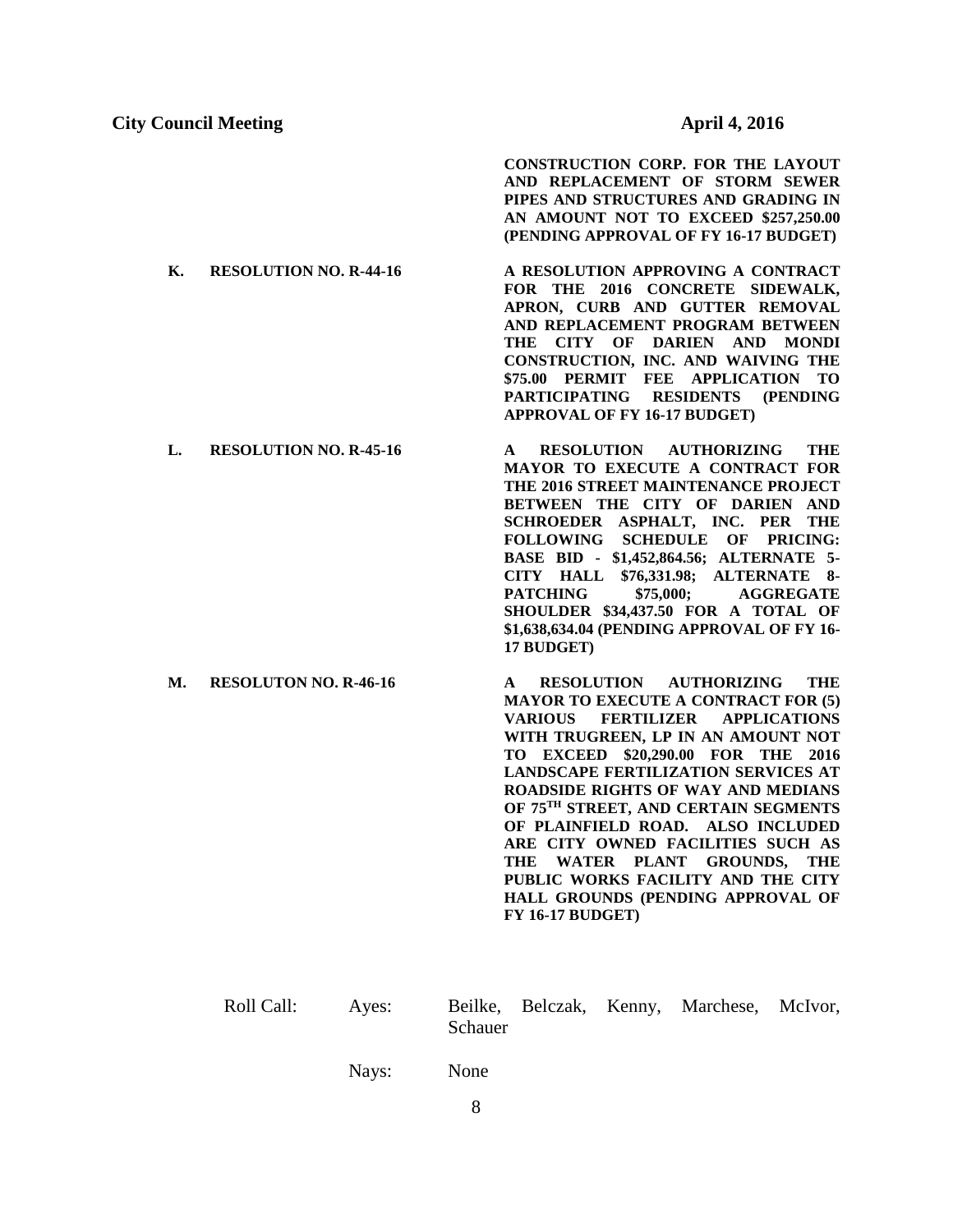**CONSTRUCTION CORP. FOR THE LAYOUT AND REPLACEMENT OF STORM SEWER PIPES AND STRUCTURES AND GRADING IN AN AMOUNT NOT TO EXCEED $257,250.00 (PENDING APPROVAL OF FY 16-17 BUDGET)**

**K. RESOLUTION NO. R-44-16** — **A RESOLUTION APPROVING A CONTRACT FOR THE 2016 CONCRETE SIDEWALK, APRON, CURB AND GUTTER REMOVAL AND REPLACEMENT PROGRAM BETWEEN THE CITY OF DARIEN AND MONDI CONSTRUCTION, INC. AND WAIVING THE $75.00 PERMIT FEE APPLICATION TO PARTICIPATING RESIDENTS (PENDING APPROVAL OF FY 16-17 BUDGET)**

**L. RESOLUTION NO. R-45-16** — **A RESOLUTION AUTHORIZING THE MAYOR TO EXECUTE A CONTRACT FOR THE 2016 STREET MAINTENANCE PROJECT BETWEEN THE CITY OF DARIEN AND SCHROEDER ASPHALT, INC. PER THE FOLLOWING SCHEDULE OF PRICING: BASE BID - $1,452,864.56; ALTERNATE 5-CITY HALL $76,331.98; ALTERNATE 8-PATCHING $75,000; AGGREGATE SHOULDER $34,437.50 FOR A TOTAL OF $1,638,634.04 (PENDING APPROVAL OF FY 16-17 BUDGET)**

**M. RESOLUTON NO. R-46-16** — **A RESOLUTION AUTHORIZING THE MAYOR TO EXECUTE A CONTRACT FOR (5) VARIOUS FERTILIZER APPLICATIONS WITH TRUGREEN, LP IN AN AMOUNT NOT TO EXCEED $20,290.00 FOR THE 2016 LANDSCAPE FERTILIZATION SERVICES AT ROADSIDE RIGHTS OF WAY AND MEDIANS OF 75TH STREET, AND CERTAIN SEGMENTS OF PLAINFIELD ROAD. ALSO INCLUDED ARE CITY OWNED FACILITIES SUCH AS THE WATER PLANT GROUNDS, THE PUBLIC WORKS FACILITY AND THE CITY HALL GROUNDS (PENDING APPROVAL OF FY 16-17 BUDGET)**

Roll Call: Ayes: Beilke, Belczak, Kenny, Marchese, McIvor, Schauer

Nays: None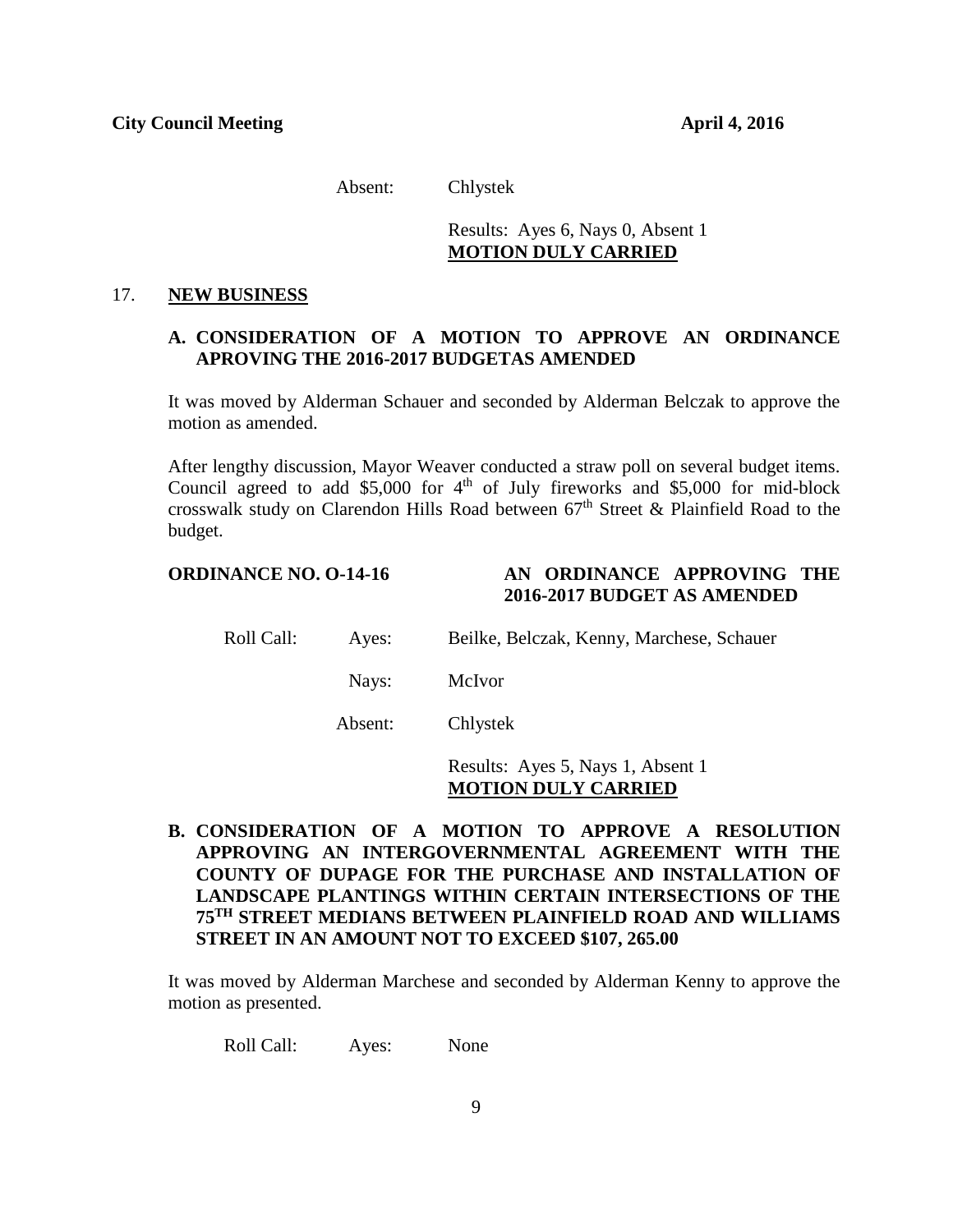Absent: Chlystek

Results: Ayes 6, Nays 0, Absent 1
**MOTION DULY CARRIED**

17. **NEW BUSINESS**

**A. CONSIDERATION OF A MOTION TO APPROVE AN ORDINANCE APROVING THE 2016-2017 BUDGETAS AMENDED**

It was moved by Alderman Schauer and seconded by Alderman Belczak to approve the motion as amended.

After lengthy discussion, Mayor Weaver conducted a straw poll on several budget items. Council agreed to add $5,000 for 4th of July fireworks and $5,000 for mid-block crosswalk study on Clarendon Hills Road between 67th Street & Plainfield Road to the budget.

**ORDINANCE NO. O-14-16** — **AN ORDINANCE APPROVING THE 2016-2017 BUDGET AS AMENDED**

Roll Call: Ayes: Beilke, Belczak, Kenny, Marchese, Schauer

Nays: McIvor

Absent: Chlystek

Results: Ayes 5, Nays 1, Absent 1
**MOTION DULY CARRIED**

**B. CONSIDERATION OF A MOTION TO APPROVE A RESOLUTION APPROVING AN INTERGOVERNMENTAL AGREEMENT WITH THE COUNTY OF DUPAGE FOR THE PURCHASE AND INSTALLATION OF LANDSCAPE PLANTINGS WITHIN CERTAIN INTERSECTIONS OF THE 75TH STREET MEDIANS BETWEEN PLAINFIELD ROAD AND WILLIAMS STREET IN AN AMOUNT NOT TO EXCEED $107, 265.00**

It was moved by Alderman Marchese and seconded by Alderman Kenny to approve the motion as presented.

Roll Call: Ayes: None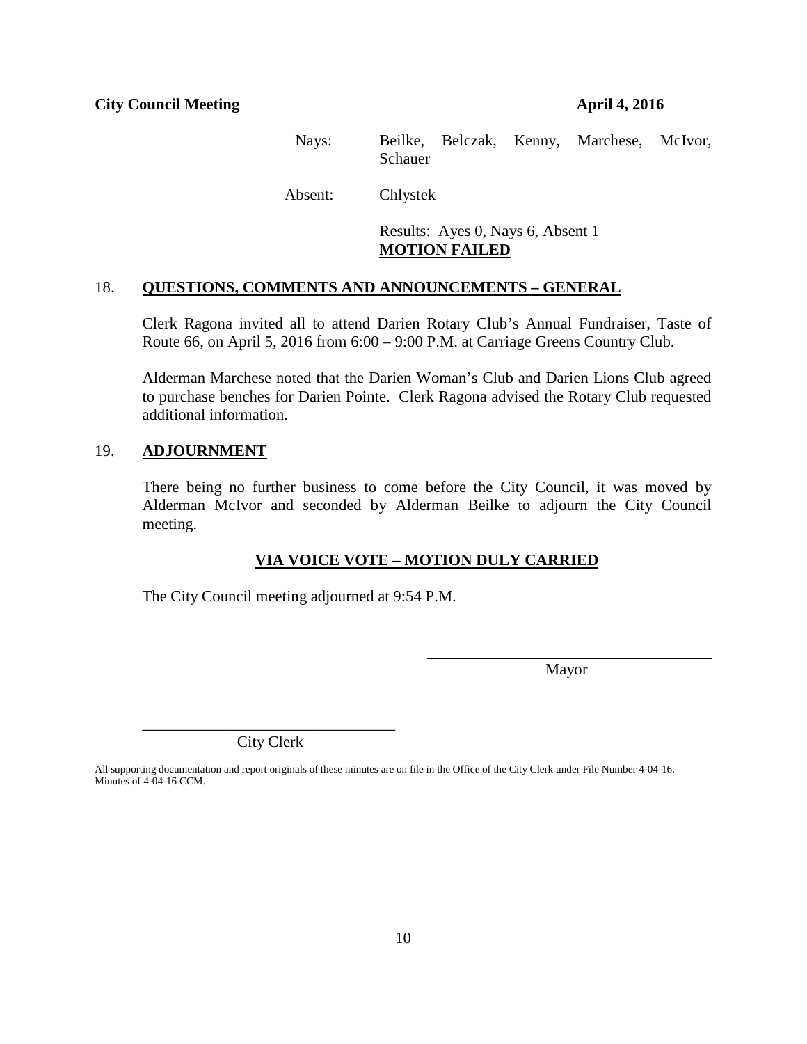Nays: Beilke, Belczak, Kenny, Marchese, McIvor, Schauer

Absent: Chlystek

Results: Ayes 0, Nays 6, Absent 1
**MOTION FAILED**

## 18. QUESTIONS, COMMENTS AND ANNOUNCEMENTS – GENERAL

Clerk Ragona invited all to attend Darien Rotary Club's Annual Fundraiser, Taste of Route 66, on April 5, 2016 from 6:00 – 9:00 P.M. at Carriage Greens Country Club.

Alderman Marchese noted that the Darien Woman's Club and Darien Lions Club agreed to purchase benches for Darien Pointe. Clerk Ragona advised the Rotary Club requested additional information.

## 19. ADJOURNMENT

There being no further business to come before the City Council, it was moved by Alderman McIvor and seconded by Alderman Beilke to adjourn the City Council meeting.

**VIA VOICE VOTE – MOTION DULY CARRIED**

The City Council meeting adjourned at 9:54 P.M.

\_\_\_\_\_\_\_\_\_\_\_\_\_\_\_\_\_\_\_\_\_\_\_\_\_\_\_\_\_\_\_\_
Mayor

\_\_\_\_\_\_\_\_\_\_\_\_\_\_\_\_\_\_\_\_\_\_\_\_\_\_\_\_\_\_\_\_
City Clerk

All supporting documentation and report originals of these minutes are on file in the Office of the City Clerk under File Number 4-04-16.
Minutes of 4-04-16 CCM.